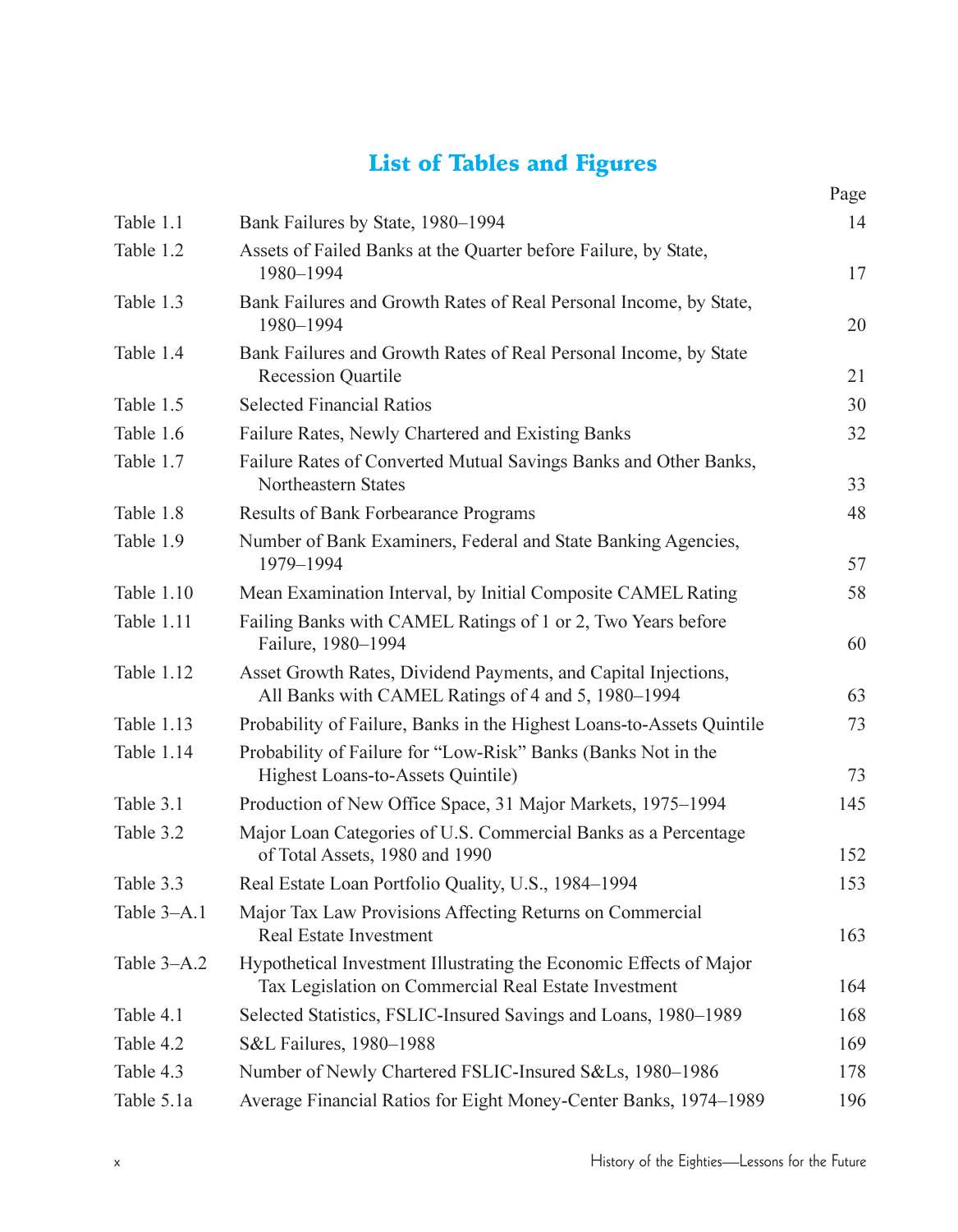# List of Tables and Figures

| | | Page |
|---|---|---|
| Table 1.1 | Bank Failures by State, 1980–1994 | 14 |
| Table 1.2 | Assets of Failed Banks at the Quarter before Failure, by State, 1980–1994 | 17 |
| Table 1.3 | Bank Failures and Growth Rates of Real Personal Income, by State, 1980–1994 | 20 |
| Table 1.4 | Bank Failures and Growth Rates of Real Personal Income, by State Recession Quartile | 21 |
| Table 1.5 | Selected Financial Ratios | 30 |
| Table 1.6 | Failure Rates, Newly Chartered and Existing Banks | 32 |
| Table 1.7 | Failure Rates of Converted Mutual Savings Banks and Other Banks, Northeastern States | 33 |
| Table 1.8 | Results of Bank Forbearance Programs | 48 |
| Table 1.9 | Number of Bank Examiners, Federal and State Banking Agencies, 1979–1994 | 57 |
| Table 1.10 | Mean Examination Interval, by Initial Composite CAMEL Rating | 58 |
| Table 1.11 | Failing Banks with CAMEL Ratings of 1 or 2, Two Years before Failure, 1980–1994 | 60 |
| Table 1.12 | Asset Growth Rates, Dividend Payments, and Capital Injections, All Banks with CAMEL Ratings of 4 and 5, 1980–1994 | 63 |
| Table 1.13 | Probability of Failure, Banks in the Highest Loans-to-Assets Quintile | 73 |
| Table 1.14 | Probability of Failure for "Low-Risk" Banks (Banks Not in the Highest Loans-to-Assets Quintile) | 73 |
| Table 3.1 | Production of New Office Space, 31 Major Markets, 1975–1994 | 145 |
| Table 3.2 | Major Loan Categories of U.S. Commercial Banks as a Percentage of Total Assets, 1980 and 1990 | 152 |
| Table 3.3 | Real Estate Loan Portfolio Quality, U.S., 1984–1994 | 153 |
| Table 3–A.1 | Major Tax Law Provisions Affecting Returns on Commercial Real Estate Investment | 163 |
| Table 3–A.2 | Hypothetical Investment Illustrating the Economic Effects of Major Tax Legislation on Commercial Real Estate Investment | 164 |
| Table 4.1 | Selected Statistics, FSLIC-Insured Savings and Loans, 1980–1989 | 168 |
| Table 4.2 | S&L Failures, 1980–1988 | 169 |
| Table 4.3 | Number of Newly Chartered FSLIC-Insured S&Ls, 1980–1986 | 178 |
| Table 5.1a | Average Financial Ratios for Eight Money-Center Banks, 1974–1989 | 196 |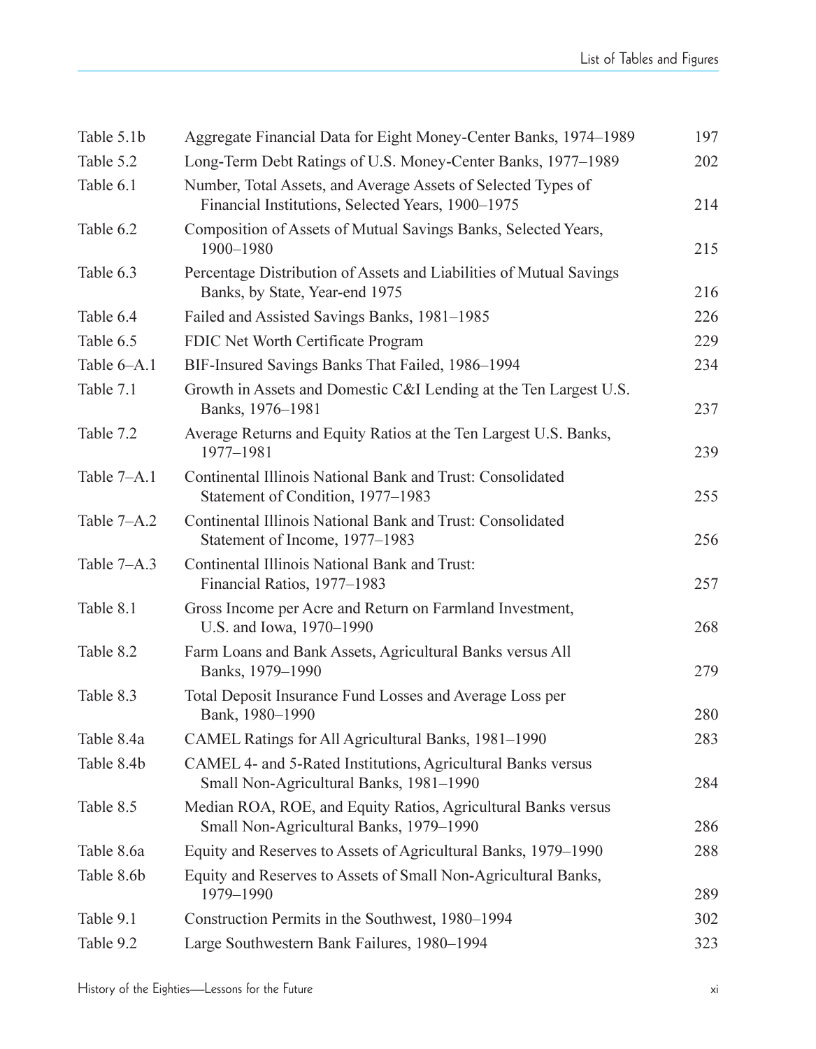| | | |
|---|---|---|
| Table 5.1b | Aggregate Financial Data for Eight Money-Center Banks, 1974–1989 | 197 |
| Table 5.2 | Long-Term Debt Ratings of U.S. Money-Center Banks, 1977–1989 | 202 |
| Table 6.1 | Number, Total Assets, and Average Assets of Selected Types of Financial Institutions, Selected Years, 1900–1975 | 214 |
| Table 6.2 | Composition of Assets of Mutual Savings Banks, Selected Years, 1900–1980 | 215 |
| Table 6.3 | Percentage Distribution of Assets and Liabilities of Mutual Savings Banks, by State, Year-end 1975 | 216 |
| Table 6.4 | Failed and Assisted Savings Banks, 1981–1985 | 226 |
| Table 6.5 | FDIC Net Worth Certificate Program | 229 |
| Table 6–A.1 | BIF-Insured Savings Banks That Failed, 1986–1994 | 234 |
| Table 7.1 | Growth in Assets and Domestic C&I Lending at the Ten Largest U.S. Banks, 1976–1981 | 237 |
| Table 7.2 | Average Returns and Equity Ratios at the Ten Largest U.S. Banks, 1977–1981 | 239 |
| Table 7–A.1 | Continental Illinois National Bank and Trust: Consolidated Statement of Condition, 1977–1983 | 255 |
| Table 7–A.2 | Continental Illinois National Bank and Trust: Consolidated Statement of Income, 1977–1983 | 256 |
| Table 7–A.3 | Continental Illinois National Bank and Trust: Financial Ratios, 1977–1983 | 257 |
| Table 8.1 | Gross Income per Acre and Return on Farmland Investment, U.S. and Iowa, 1970–1990 | 268 |
| Table 8.2 | Farm Loans and Bank Assets, Agricultural Banks versus All Banks, 1979–1990 | 279 |
| Table 8.3 | Total Deposit Insurance Fund Losses and Average Loss per Bank, 1980–1990 | 280 |
| Table 8.4a | CAMEL Ratings for All Agricultural Banks, 1981–1990 | 283 |
| Table 8.4b | CAMEL 4- and 5-Rated Institutions, Agricultural Banks versus Small Non-Agricultural Banks, 1981–1990 | 284 |
| Table 8.5 | Median ROA, ROE, and Equity Ratios, Agricultural Banks versus Small Non-Agricultural Banks, 1979–1990 | 286 |
| Table 8.6a | Equity and Reserves to Assets of Agricultural Banks, 1979–1990 | 288 |
| Table 8.6b | Equity and Reserves to Assets of Small Non-Agricultural Banks, 1979–1990 | 289 |
| Table 9.1 | Construction Permits in the Southwest, 1980–1994 | 302 |
| Table 9.2 | Large Southwestern Bank Failures, 1980–1994 | 323 |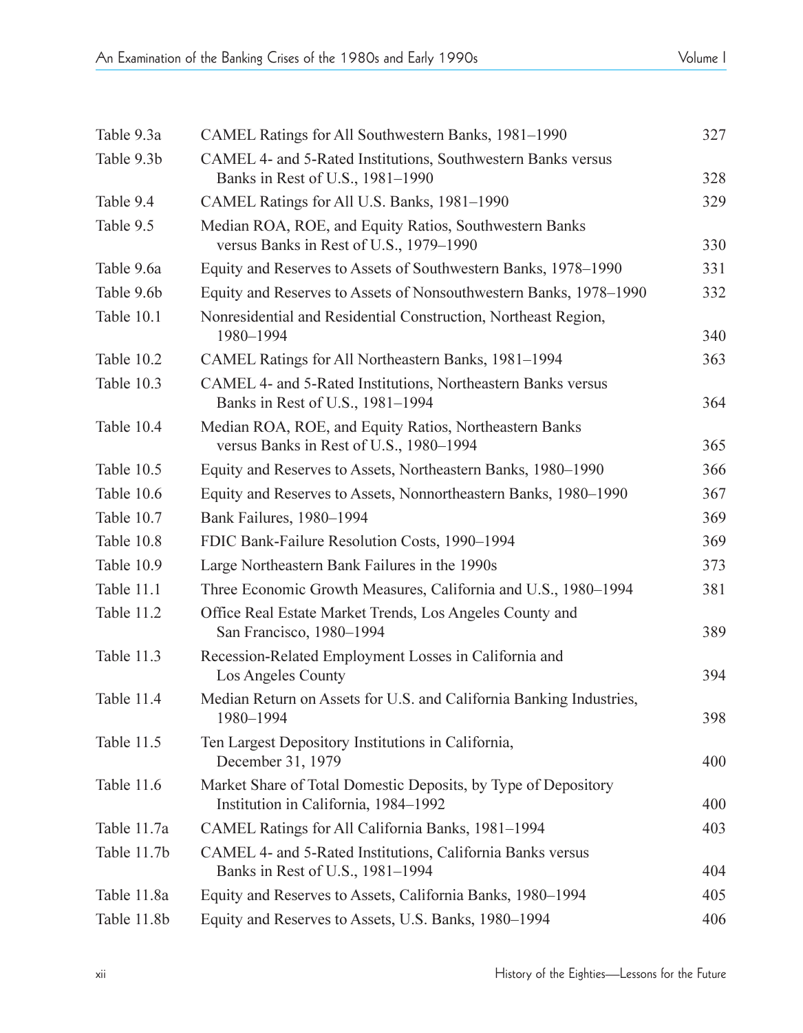| | | |
|---|---|---|
| Table 9.3a | CAMEL Ratings for All Southwestern Banks, 1981–1990 | 327 |
| Table 9.3b | CAMEL 4- and 5-Rated Institutions, Southwestern Banks versus Banks in Rest of U.S., 1981–1990 | 328 |
| Table 9.4 | CAMEL Ratings for All U.S. Banks, 1981–1990 | 329 |
| Table 9.5 | Median ROA, ROE, and Equity Ratios, Southwestern Banks versus Banks in Rest of U.S., 1979–1990 | 330 |
| Table 9.6a | Equity and Reserves to Assets of Southwestern Banks, 1978–1990 | 331 |
| Table 9.6b | Equity and Reserves to Assets of Nonsouthwestern Banks, 1978–1990 | 332 |
| Table 10.1 | Nonresidential and Residential Construction, Northeast Region, 1980–1994 | 340 |
| Table 10.2 | CAMEL Ratings for All Northeastern Banks, 1981–1994 | 363 |
| Table 10.3 | CAMEL 4- and 5-Rated Institutions, Northeastern Banks versus Banks in Rest of U.S., 1981–1994 | 364 |
| Table 10.4 | Median ROA, ROE, and Equity Ratios, Northeastern Banks versus Banks in Rest of U.S., 1980–1994 | 365 |
| Table 10.5 | Equity and Reserves to Assets, Northeastern Banks, 1980–1990 | 366 |
| Table 10.6 | Equity and Reserves to Assets, Nonnortheastern Banks, 1980–1990 | 367 |
| Table 10.7 | Bank Failures, 1980–1994 | 369 |
| Table 10.8 | FDIC Bank-Failure Resolution Costs, 1990–1994 | 369 |
| Table 10.9 | Large Northeastern Bank Failures in the 1990s | 373 |
| Table 11.1 | Three Economic Growth Measures, California and U.S., 1980–1994 | 381 |
| Table 11.2 | Office Real Estate Market Trends, Los Angeles County and San Francisco, 1980–1994 | 389 |
| Table 11.3 | Recession-Related Employment Losses in California and Los Angeles County | 394 |
| Table 11.4 | Median Return on Assets for U.S. and California Banking Industries, 1980–1994 | 398 |
| Table 11.5 | Ten Largest Depository Institutions in California, December 31, 1979 | 400 |
| Table 11.6 | Market Share of Total Domestic Deposits, by Type of Depository Institution in California, 1984–1992 | 400 |
| Table 11.7a | CAMEL Ratings for All California Banks, 1981–1994 | 403 |
| Table 11.7b | CAMEL 4- and 5-Rated Institutions, California Banks versus Banks in Rest of U.S., 1981–1994 | 404 |
| Table 11.8a | Equity and Reserves to Assets, California Banks, 1980–1994 | 405 |
| Table 11.8b | Equity and Reserves to Assets, U.S. Banks, 1980–1994 | 406 |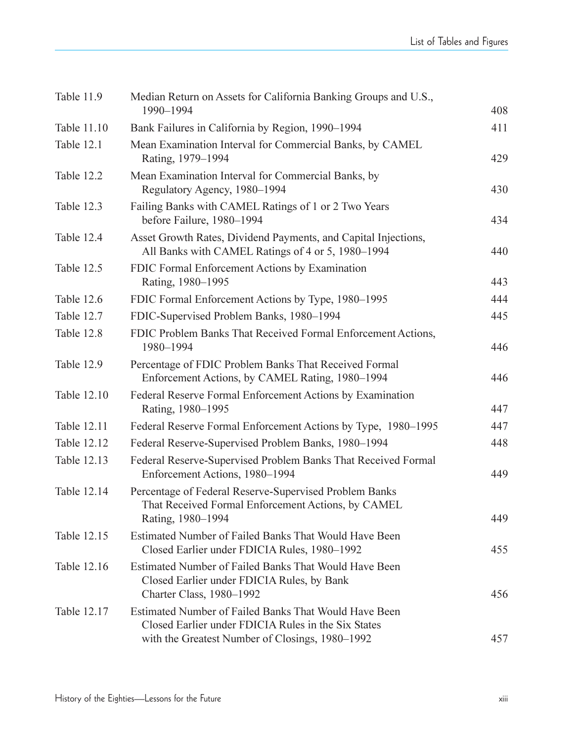| | | |
|---|---|---|
| Table 11.9 | Median Return on Assets for California Banking Groups and U.S., 1990–1994 | 408 |
| Table 11.10 | Bank Failures in California by Region, 1990–1994 | 411 |
| Table 12.1 | Mean Examination Interval for Commercial Banks, by CAMEL Rating, 1979–1994 | 429 |
| Table 12.2 | Mean Examination Interval for Commercial Banks, by Regulatory Agency, 1980–1994 | 430 |
| Table 12.3 | Failing Banks with CAMEL Ratings of 1 or 2 Two Years before Failure, 1980–1994 | 434 |
| Table 12.4 | Asset Growth Rates, Dividend Payments, and Capital Injections, All Banks with CAMEL Ratings of 4 or 5, 1980–1994 | 440 |
| Table 12.5 | FDIC Formal Enforcement Actions by Examination Rating, 1980–1995 | 443 |
| Table 12.6 | FDIC Formal Enforcement Actions by Type, 1980–1995 | 444 |
| Table 12.7 | FDIC-Supervised Problem Banks, 1980–1994 | 445 |
| Table 12.8 | FDIC Problem Banks That Received Formal Enforcement Actions, 1980–1994 | 446 |
| Table 12.9 | Percentage of FDIC Problem Banks That Received Formal Enforcement Actions, by CAMEL Rating, 1980–1994 | 446 |
| Table 12.10 | Federal Reserve Formal Enforcement Actions by Examination Rating, 1980–1995 | 447 |
| Table 12.11 | Federal Reserve Formal Enforcement Actions by Type, 1980–1995 | 447 |
| Table 12.12 | Federal Reserve-Supervised Problem Banks, 1980–1994 | 448 |
| Table 12.13 | Federal Reserve-Supervised Problem Banks That Received Formal Enforcement Actions, 1980–1994 | 449 |
| Table 12.14 | Percentage of Federal Reserve-Supervised Problem Banks That Received Formal Enforcement Actions, by CAMEL Rating, 1980–1994 | 449 |
| Table 12.15 | Estimated Number of Failed Banks That Would Have Been Closed Earlier under FDICIA Rules, 1980–1992 | 455 |
| Table 12.16 | Estimated Number of Failed Banks That Would Have Been Closed Earlier under FDICIA Rules, by Bank Charter Class, 1980–1992 | 456 |
| Table 12.17 | Estimated Number of Failed Banks That Would Have Been Closed Earlier under FDICIA Rules in the Six States with the Greatest Number of Closings, 1980–1992 | 457 |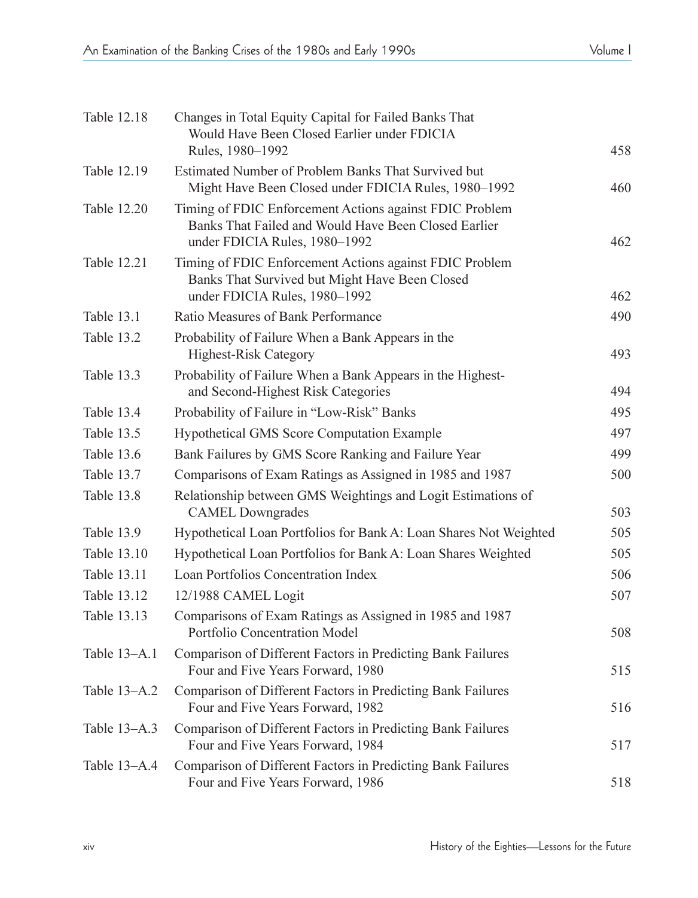| | | |
|---|---|---|
| Table 12.18 | Changes in Total Equity Capital for Failed Banks That Would Have Been Closed Earlier under FDICIA Rules, 1980–1992 | 458 |
| Table 12.19 | Estimated Number of Problem Banks That Survived but Might Have Been Closed under FDICIA Rules, 1980–1992 | 460 |
| Table 12.20 | Timing of FDIC Enforcement Actions against FDIC Problem Banks That Failed and Would Have Been Closed Earlier under FDICIA Rules, 1980–1992 | 462 |
| Table 12.21 | Timing of FDIC Enforcement Actions against FDIC Problem Banks That Survived but Might Have Been Closed under FDICIA Rules, 1980–1992 | 462 |
| Table 13.1 | Ratio Measures of Bank Performance | 490 |
| Table 13.2 | Probability of Failure When a Bank Appears in the Highest-Risk Category | 493 |
| Table 13.3 | Probability of Failure When a Bank Appears in the Highest- and Second-Highest Risk Categories | 494 |
| Table 13.4 | Probability of Failure in "Low-Risk" Banks | 495 |
| Table 13.5 | Hypothetical GMS Score Computation Example | 497 |
| Table 13.6 | Bank Failures by GMS Score Ranking and Failure Year | 499 |
| Table 13.7 | Comparisons of Exam Ratings as Assigned in 1985 and 1987 | 500 |
| Table 13.8 | Relationship between GMS Weightings and Logit Estimations of CAMEL Downgrades | 503 |
| Table 13.9 | Hypothetical Loan Portfolios for Bank A: Loan Shares Not Weighted | 505 |
| Table 13.10 | Hypothetical Loan Portfolios for Bank A: Loan Shares Weighted | 505 |
| Table 13.11 | Loan Portfolios Concentration Index | 506 |
| Table 13.12 | 12/1988 CAMEL Logit | 507 |
| Table 13.13 | Comparisons of Exam Ratings as Assigned in 1985 and 1987 Portfolio Concentration Model | 508 |
| Table 13–A.1 | Comparison of Different Factors in Predicting Bank Failures Four and Five Years Forward, 1980 | 515 |
| Table 13–A.2 | Comparison of Different Factors in Predicting Bank Failures Four and Five Years Forward, 1982 | 516 |
| Table 13–A.3 | Comparison of Different Factors in Predicting Bank Failures Four and Five Years Forward, 1984 | 517 |
| Table 13–A.4 | Comparison of Different Factors in Predicting Bank Failures Four and Five Years Forward, 1986 | 518 |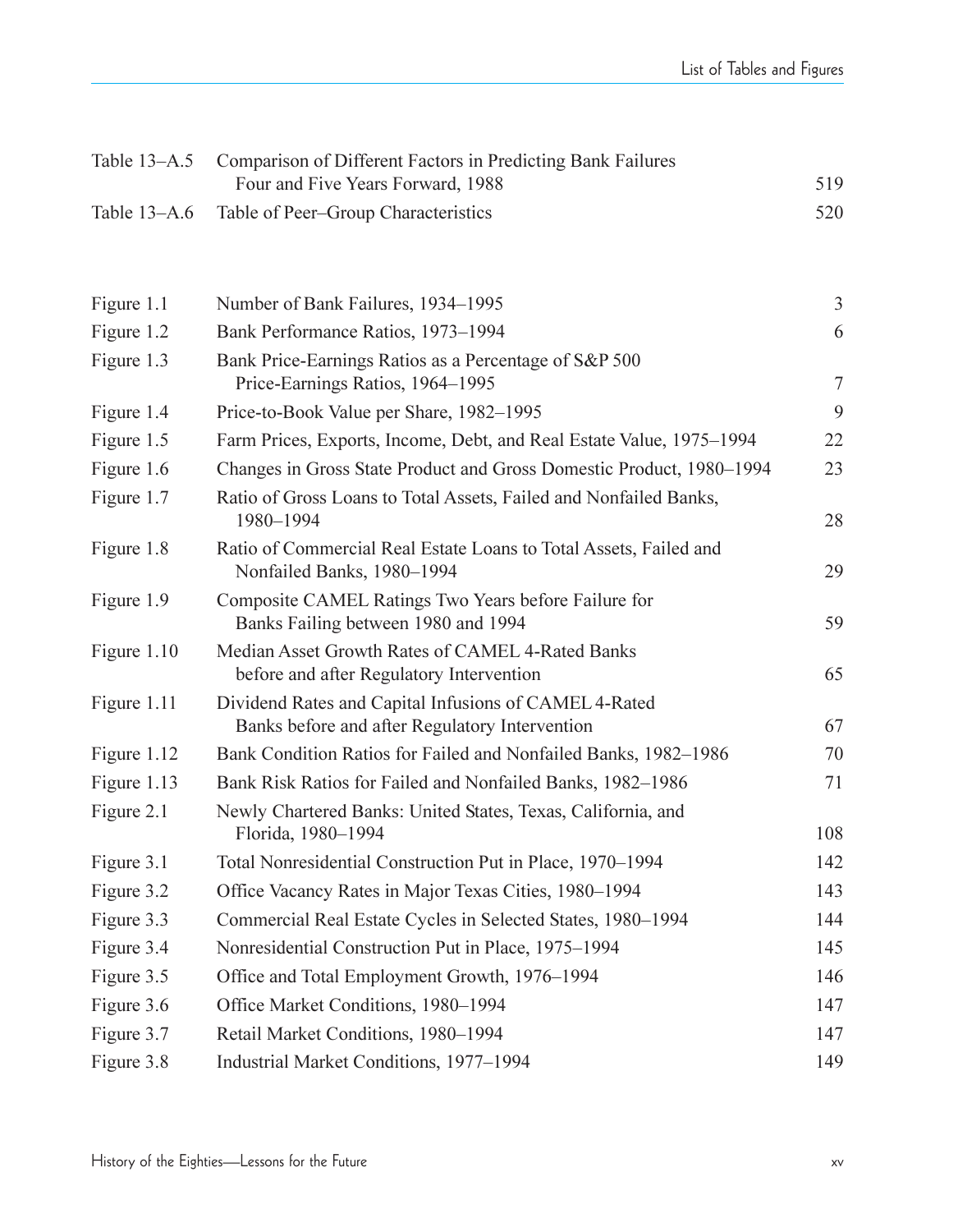| | | |
|---|---|---|
| Table 13–A.5 | Comparison of Different Factors in Predicting Bank Failures Four and Five Years Forward, 1988 | 519 |
| Table 13–A.6 | Table of Peer–Group Characteristics | 520 |

| | | |
|---|---|---|
| Figure 1.1 | Number of Bank Failures, 1934–1995 | 3 |
| Figure 1.2 | Bank Performance Ratios, 1973–1994 | 6 |
| Figure 1.3 | Bank Price-Earnings Ratios as a Percentage of S&P 500 Price-Earnings Ratios, 1964–1995 | 7 |
| Figure 1.4 | Price-to-Book Value per Share, 1982–1995 | 9 |
| Figure 1.5 | Farm Prices, Exports, Income, Debt, and Real Estate Value, 1975–1994 | 22 |
| Figure 1.6 | Changes in Gross State Product and Gross Domestic Product, 1980–1994 | 23 |
| Figure 1.7 | Ratio of Gross Loans to Total Assets, Failed and Nonfailed Banks, 1980–1994 | 28 |
| Figure 1.8 | Ratio of Commercial Real Estate Loans to Total Assets, Failed and Nonfailed Banks, 1980–1994 | 29 |
| Figure 1.9 | Composite CAMEL Ratings Two Years before Failure for Banks Failing between 1980 and 1994 | 59 |
| Figure 1.10 | Median Asset Growth Rates of CAMEL 4-Rated Banks before and after Regulatory Intervention | 65 |
| Figure 1.11 | Dividend Rates and Capital Infusions of CAMEL 4-Rated Banks before and after Regulatory Intervention | 67 |
| Figure 1.12 | Bank Condition Ratios for Failed and Nonfailed Banks, 1982–1986 | 70 |
| Figure 1.13 | Bank Risk Ratios for Failed and Nonfailed Banks, 1982–1986 | 71 |
| Figure 2.1 | Newly Chartered Banks: United States, Texas, California, and Florida, 1980–1994 | 108 |
| Figure 3.1 | Total Nonresidential Construction Put in Place, 1970–1994 | 142 |
| Figure 3.2 | Office Vacancy Rates in Major Texas Cities, 1980–1994 | 143 |
| Figure 3.3 | Commercial Real Estate Cycles in Selected States, 1980–1994 | 144 |
| Figure 3.4 | Nonresidential Construction Put in Place, 1975–1994 | 145 |
| Figure 3.5 | Office and Total Employment Growth, 1976–1994 | 146 |
| Figure 3.6 | Office Market Conditions, 1980–1994 | 147 |
| Figure 3.7 | Retail Market Conditions, 1980–1994 | 147 |
| Figure 3.8 | Industrial Market Conditions, 1977–1994 | 149 |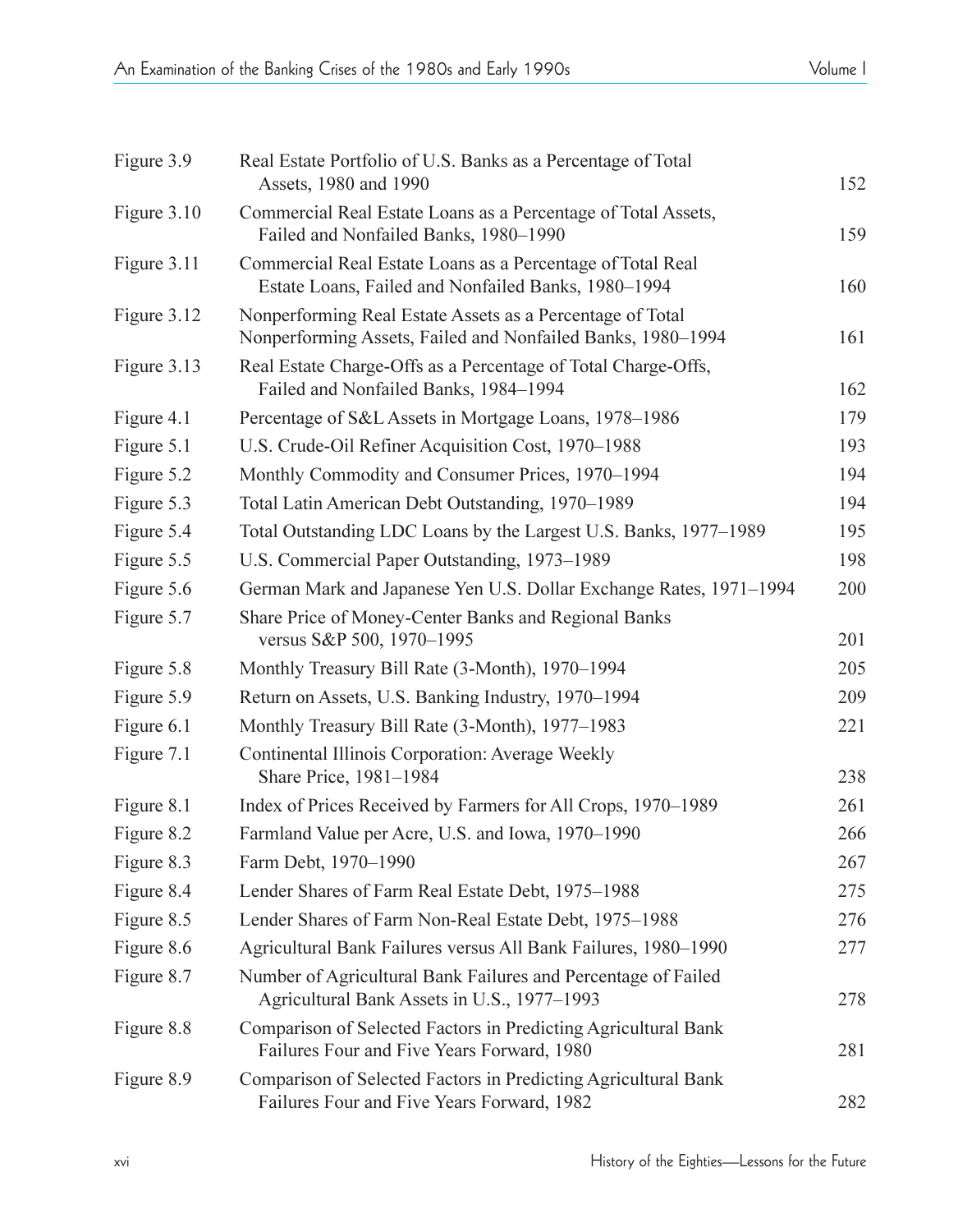| | | |
|---|---|---|
| Figure 3.9 | Real Estate Portfolio of U.S. Banks as a Percentage of Total Assets, 1980 and 1990 | 152 |
| Figure 3.10 | Commercial Real Estate Loans as a Percentage of Total Assets, Failed and Nonfailed Banks, 1980–1990 | 159 |
| Figure 3.11 | Commercial Real Estate Loans as a Percentage of Total Real Estate Loans, Failed and Nonfailed Banks, 1980–1994 | 160 |
| Figure 3.12 | Nonperforming Real Estate Assets as a Percentage of Total Nonperforming Assets, Failed and Nonfailed Banks, 1980–1994 | 161 |
| Figure 3.13 | Real Estate Charge-Offs as a Percentage of Total Charge-Offs, Failed and Nonfailed Banks, 1984–1994 | 162 |
| Figure 4.1 | Percentage of S&L Assets in Mortgage Loans, 1978–1986 | 179 |
| Figure 5.1 | U.S. Crude-Oil Refiner Acquisition Cost, 1970–1988 | 193 |
| Figure 5.2 | Monthly Commodity and Consumer Prices, 1970–1994 | 194 |
| Figure 5.3 | Total Latin American Debt Outstanding, 1970–1989 | 194 |
| Figure 5.4 | Total Outstanding LDC Loans by the Largest U.S. Banks, 1977–1989 | 195 |
| Figure 5.5 | U.S. Commercial Paper Outstanding, 1973–1989 | 198 |
| Figure 5.6 | German Mark and Japanese Yen U.S. Dollar Exchange Rates, 1971–1994 | 200 |
| Figure 5.7 | Share Price of Money-Center Banks and Regional Banks versus S&P 500, 1970–1995 | 201 |
| Figure 5.8 | Monthly Treasury Bill Rate (3-Month), 1970–1994 | 205 |
| Figure 5.9 | Return on Assets, U.S. Banking Industry, 1970–1994 | 209 |
| Figure 6.1 | Monthly Treasury Bill Rate (3-Month), 1977–1983 | 221 |
| Figure 7.1 | Continental Illinois Corporation: Average Weekly Share Price, 1981–1984 | 238 |
| Figure 8.1 | Index of Prices Received by Farmers for All Crops, 1970–1989 | 261 |
| Figure 8.2 | Farmland Value per Acre, U.S. and Iowa, 1970–1990 | 266 |
| Figure 8.3 | Farm Debt, 1970–1990 | 267 |
| Figure 8.4 | Lender Shares of Farm Real Estate Debt, 1975–1988 | 275 |
| Figure 8.5 | Lender Shares of Farm Non-Real Estate Debt, 1975–1988 | 276 |
| Figure 8.6 | Agricultural Bank Failures versus All Bank Failures, 1980–1990 | 277 |
| Figure 8.7 | Number of Agricultural Bank Failures and Percentage of Failed Agricultural Bank Assets in U.S., 1977–1993 | 278 |
| Figure 8.8 | Comparison of Selected Factors in Predicting Agricultural Bank Failures Four and Five Years Forward, 1980 | 281 |
| Figure 8.9 | Comparison of Selected Factors in Predicting Agricultural Bank Failures Four and Five Years Forward, 1982 | 282 |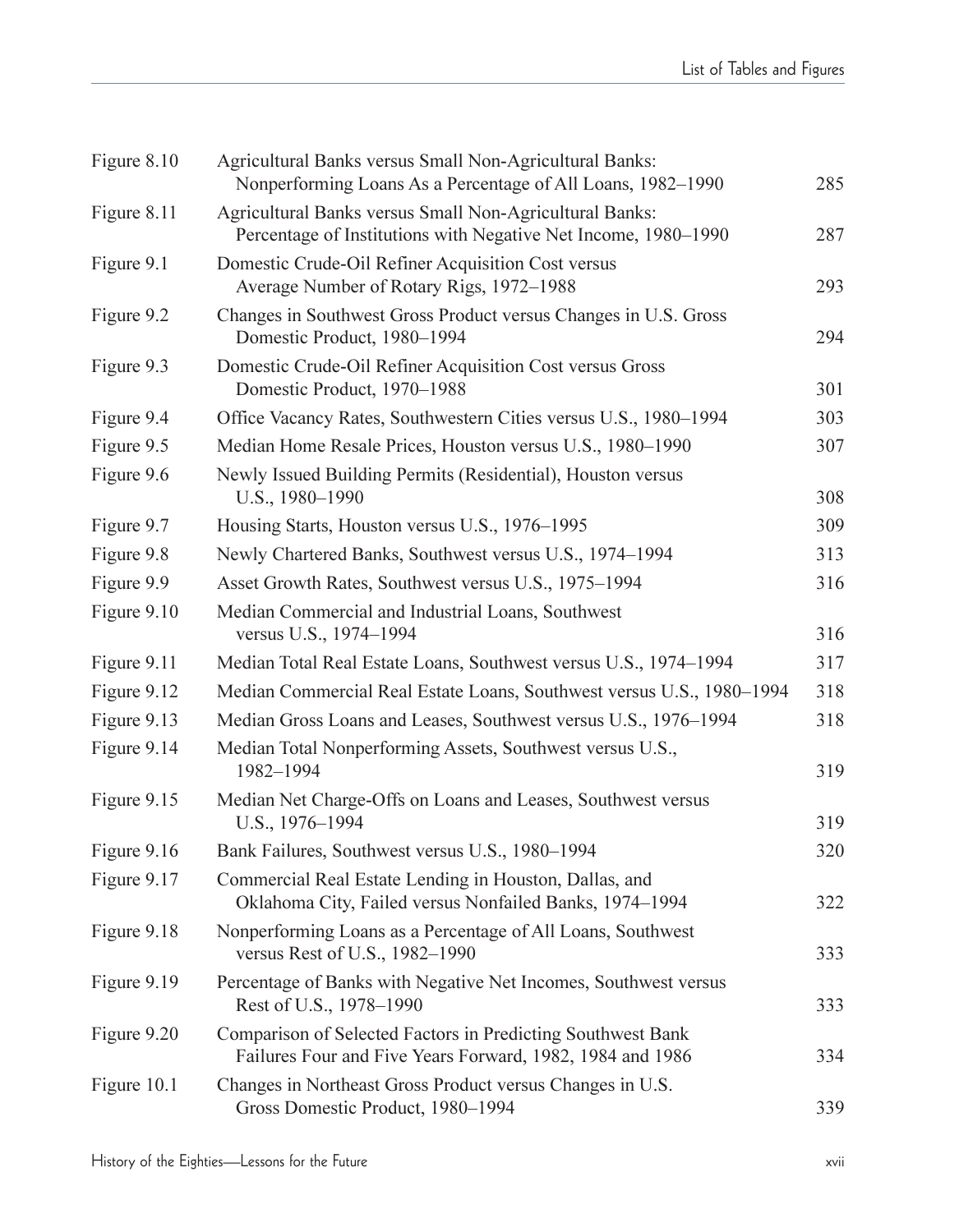| | | |
|---|---|---|
| Figure 8.10 | Agricultural Banks versus Small Non-Agricultural Banks: Nonperforming Loans As a Percentage of All Loans, 1982–1990 | 285 |
| Figure 8.11 | Agricultural Banks versus Small Non-Agricultural Banks: Percentage of Institutions with Negative Net Income, 1980–1990 | 287 |
| Figure 9.1 | Domestic Crude-Oil Refiner Acquisition Cost versus Average Number of Rotary Rigs, 1972–1988 | 293 |
| Figure 9.2 | Changes in Southwest Gross Product versus Changes in U.S. Gross Domestic Product, 1980–1994 | 294 |
| Figure 9.3 | Domestic Crude-Oil Refiner Acquisition Cost versus Gross Domestic Product, 1970–1988 | 301 |
| Figure 9.4 | Office Vacancy Rates, Southwestern Cities versus U.S., 1980–1994 | 303 |
| Figure 9.5 | Median Home Resale Prices, Houston versus U.S., 1980–1990 | 307 |
| Figure 9.6 | Newly Issued Building Permits (Residential), Houston versus U.S., 1980–1990 | 308 |
| Figure 9.7 | Housing Starts, Houston versus U.S., 1976–1995 | 309 |
| Figure 9.8 | Newly Chartered Banks, Southwest versus U.S., 1974–1994 | 313 |
| Figure 9.9 | Asset Growth Rates, Southwest versus U.S., 1975–1994 | 316 |
| Figure 9.10 | Median Commercial and Industrial Loans, Southwest versus U.S., 1974–1994 | 316 |
| Figure 9.11 | Median Total Real Estate Loans, Southwest versus U.S., 1974–1994 | 317 |
| Figure 9.12 | Median Commercial Real Estate Loans, Southwest versus U.S., 1980–1994 | 318 |
| Figure 9.13 | Median Gross Loans and Leases, Southwest versus U.S., 1976–1994 | 318 |
| Figure 9.14 | Median Total Nonperforming Assets, Southwest versus U.S., 1982–1994 | 319 |
| Figure 9.15 | Median Net Charge-Offs on Loans and Leases, Southwest versus U.S., 1976–1994 | 319 |
| Figure 9.16 | Bank Failures, Southwest versus U.S., 1980–1994 | 320 |
| Figure 9.17 | Commercial Real Estate Lending in Houston, Dallas, and Oklahoma City, Failed versus Nonfailed Banks, 1974–1994 | 322 |
| Figure 9.18 | Nonperforming Loans as a Percentage of All Loans, Southwest versus Rest of U.S., 1982–1990 | 333 |
| Figure 9.19 | Percentage of Banks with Negative Net Incomes, Southwest versus Rest of U.S., 1978–1990 | 333 |
| Figure 9.20 | Comparison of Selected Factors in Predicting Southwest Bank Failures Four and Five Years Forward, 1982, 1984 and 1986 | 334 |
| Figure 10.1 | Changes in Northeast Gross Product versus Changes in U.S. Gross Domestic Product, 1980–1994 | 339 |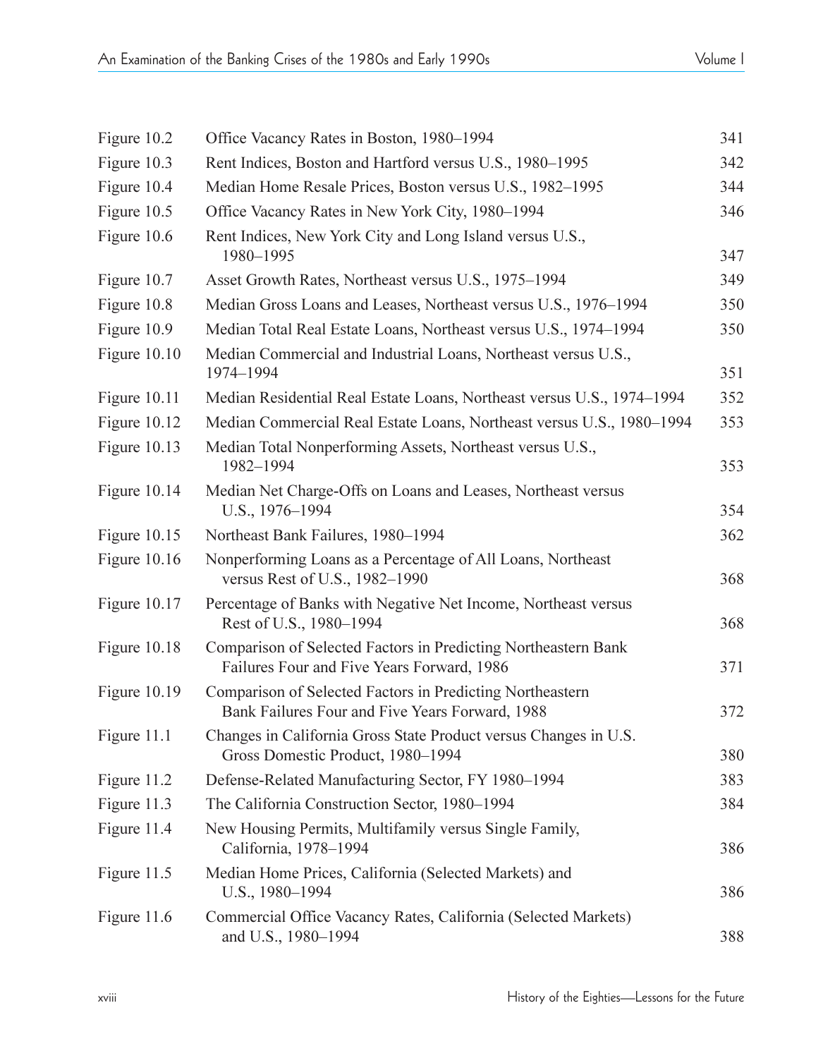| | | |
|---|---|---|
| Figure 10.2 | Office Vacancy Rates in Boston, 1980–1994 | 341 |
| Figure 10.3 | Rent Indices, Boston and Hartford versus U.S., 1980–1995 | 342 |
| Figure 10.4 | Median Home Resale Prices, Boston versus U.S., 1982–1995 | 344 |
| Figure 10.5 | Office Vacancy Rates in New York City, 1980–1994 | 346 |
| Figure 10.6 | Rent Indices, New York City and Long Island versus U.S., 1980–1995 | 347 |
| Figure 10.7 | Asset Growth Rates, Northeast versus U.S., 1975–1994 | 349 |
| Figure 10.8 | Median Gross Loans and Leases, Northeast versus U.S., 1976–1994 | 350 |
| Figure 10.9 | Median Total Real Estate Loans, Northeast versus U.S., 1974–1994 | 350 |
| Figure 10.10 | Median Commercial and Industrial Loans, Northeast versus U.S., 1974–1994 | 351 |
| Figure 10.11 | Median Residential Real Estate Loans, Northeast versus U.S., 1974–1994 | 352 |
| Figure 10.12 | Median Commercial Real Estate Loans, Northeast versus U.S., 1980–1994 | 353 |
| Figure 10.13 | Median Total Nonperforming Assets, Northeast versus U.S., 1982–1994 | 353 |
| Figure 10.14 | Median Net Charge-Offs on Loans and Leases, Northeast versus U.S., 1976–1994 | 354 |
| Figure 10.15 | Northeast Bank Failures, 1980–1994 | 362 |
| Figure 10.16 | Nonperforming Loans as a Percentage of All Loans, Northeast versus Rest of U.S., 1982–1990 | 368 |
| Figure 10.17 | Percentage of Banks with Negative Net Income, Northeast versus Rest of U.S., 1980–1994 | 368 |
| Figure 10.18 | Comparison of Selected Factors in Predicting Northeastern Bank Failures Four and Five Years Forward, 1986 | 371 |
| Figure 10.19 | Comparison of Selected Factors in Predicting Northeastern Bank Failures Four and Five Years Forward, 1988 | 372 |
| Figure 11.1 | Changes in California Gross State Product versus Changes in U.S. Gross Domestic Product, 1980–1994 | 380 |
| Figure 11.2 | Defense-Related Manufacturing Sector, FY 1980–1994 | 383 |
| Figure 11.3 | The California Construction Sector, 1980–1994 | 384 |
| Figure 11.4 | New Housing Permits, Multifamily versus Single Family, California, 1978–1994 | 386 |
| Figure 11.5 | Median Home Prices, California (Selected Markets) and U.S., 1980–1994 | 386 |
| Figure 11.6 | Commercial Office Vacancy Rates, California (Selected Markets) and U.S., 1980–1994 | 388 |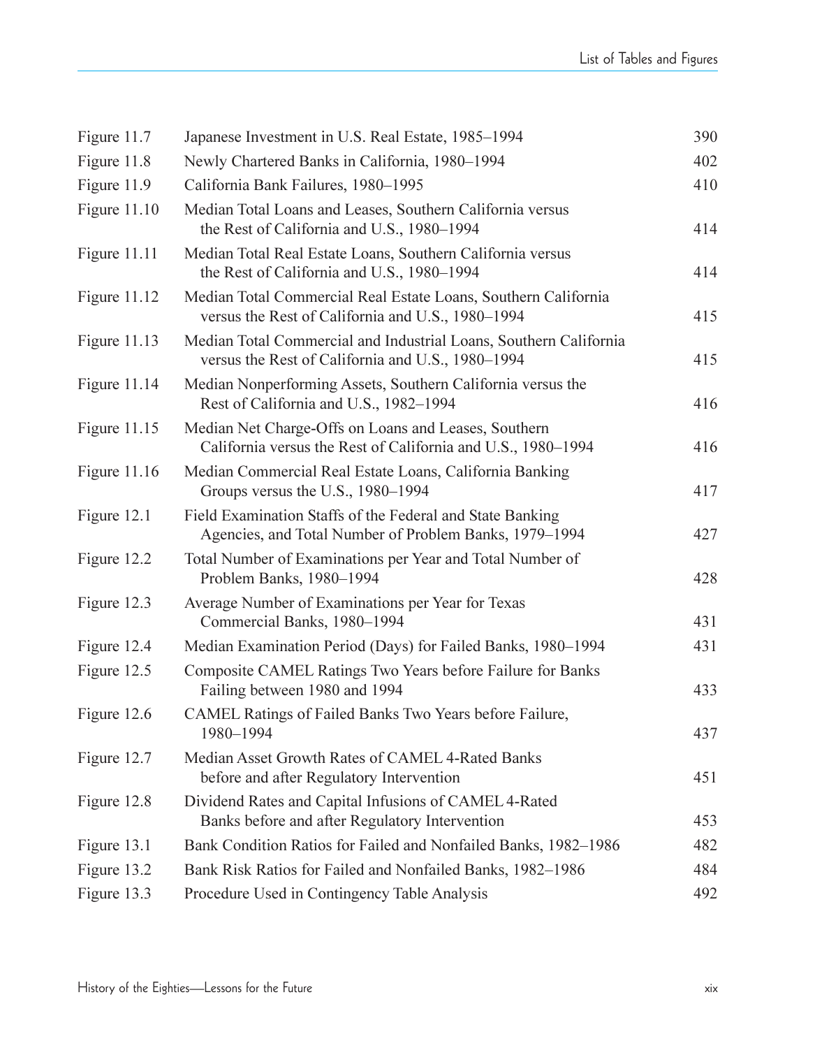| | | |
|---|---|---|
| Figure 11.7 | Japanese Investment in U.S. Real Estate, 1985–1994 | 390 |
| Figure 11.8 | Newly Chartered Banks in California, 1980–1994 | 402 |
| Figure 11.9 | California Bank Failures, 1980–1995 | 410 |
| Figure 11.10 | Median Total Loans and Leases, Southern California versus the Rest of California and U.S., 1980–1994 | 414 |
| Figure 11.11 | Median Total Real Estate Loans, Southern California versus the Rest of California and U.S., 1980–1994 | 414 |
| Figure 11.12 | Median Total Commercial Real Estate Loans, Southern California versus the Rest of California and U.S., 1980–1994 | 415 |
| Figure 11.13 | Median Total Commercial and Industrial Loans, Southern California versus the Rest of California and U.S., 1980–1994 | 415 |
| Figure 11.14 | Median Nonperforming Assets, Southern California versus the Rest of California and U.S., 1982–1994 | 416 |
| Figure 11.15 | Median Net Charge-Offs on Loans and Leases, Southern California versus the Rest of California and U.S., 1980–1994 | 416 |
| Figure 11.16 | Median Commercial Real Estate Loans, California Banking Groups versus the U.S., 1980–1994 | 417 |
| Figure 12.1 | Field Examination Staffs of the Federal and State Banking Agencies, and Total Number of Problem Banks, 1979–1994 | 427 |
| Figure 12.2 | Total Number of Examinations per Year and Total Number of Problem Banks, 1980–1994 | 428 |
| Figure 12.3 | Average Number of Examinations per Year for Texas Commercial Banks, 1980–1994 | 431 |
| Figure 12.4 | Median Examination Period (Days) for Failed Banks, 1980–1994 | 431 |
| Figure 12.5 | Composite CAMEL Ratings Two Years before Failure for Banks Failing between 1980 and 1994 | 433 |
| Figure 12.6 | CAMEL Ratings of Failed Banks Two Years before Failure, 1980–1994 | 437 |
| Figure 12.7 | Median Asset Growth Rates of CAMEL 4-Rated Banks before and after Regulatory Intervention | 451 |
| Figure 12.8 | Dividend Rates and Capital Infusions of CAMEL 4-Rated Banks before and after Regulatory Intervention | 453 |
| Figure 13.1 | Bank Condition Ratios for Failed and Nonfailed Banks, 1982–1986 | 482 |
| Figure 13.2 | Bank Risk Ratios for Failed and Nonfailed Banks, 1982–1986 | 484 |
| Figure 13.3 | Procedure Used in Contingency Table Analysis | 492 |